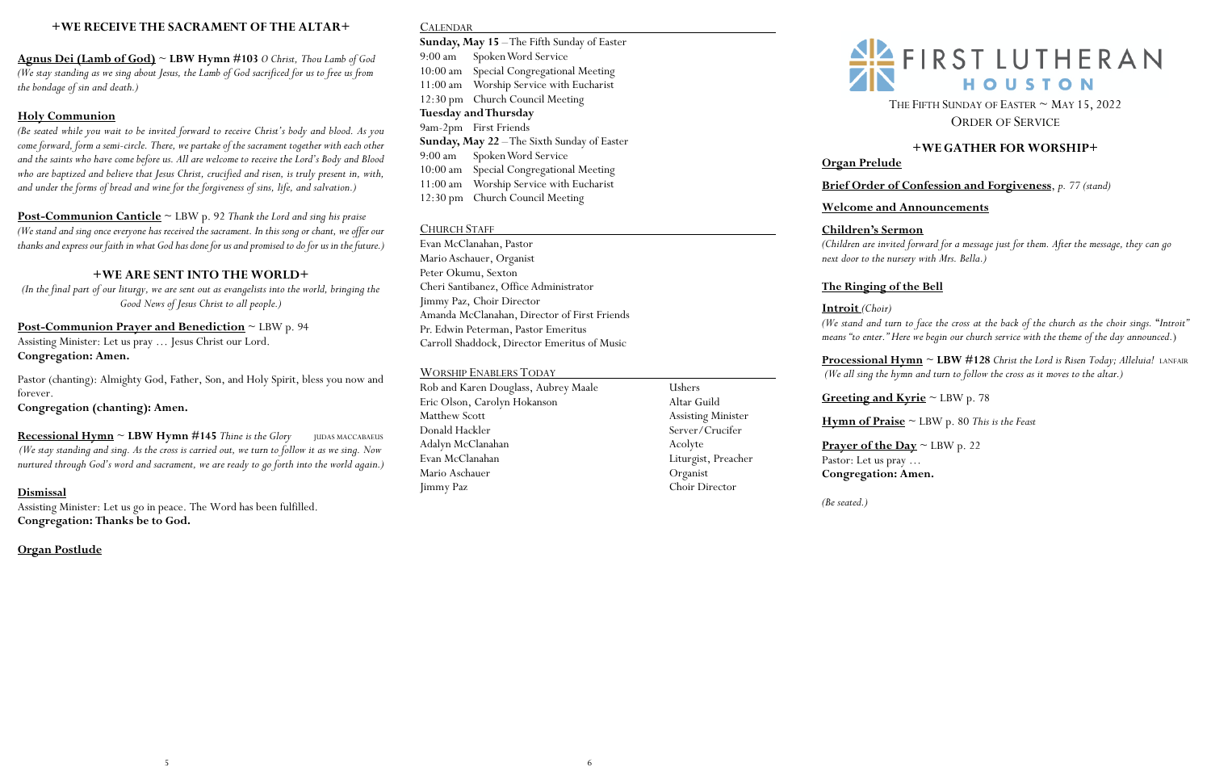## +WE RECEIVE THE SACRAMENT OF THE ALTAR+

**Agnus Dei (Lamb of God) ~ LBW Hymn #103** *O Christ, Thou Lamb of God*
*(We stay standing as we sing about Jesus, the Lamb of God sacrificed for us to free us from the bondage of sin and death.)*

**Holy Communion**
*(Be seated while you wait to be invited forward to receive Christ's body and blood. As you come forward, form a semi-circle. There, we partake of the sacrament together with each other and the saints who have come before us. All are welcome to receive the Lord's Body and Blood who are baptized and believe that Jesus Christ, crucified and risen, is truly present in, with, and under the forms of bread and wine for the forgiveness of sins, life, and salvation.)*

**Post-Communion Canticle** ~ LBW p. 92 *Thank the Lord and sing his praise*
*(We stand and sing once everyone has received the sacrament. In this song or chant, we offer our thanks and express our faith in what God has done for us and promised to do for us in the future.)*

## +WE ARE SENT INTO THE WORLD+

*(In the final part of our liturgy, we are sent out as evangelists into the world, bringing the Good News of Jesus Christ to all people.)*

**Post-Communion Prayer and Benediction** ~ LBW p. 94
Assisting Minister: Let us pray … Jesus Christ our Lord.
**Congregation: Amen.**

Pastor (chanting): Almighty God, Father, Son, and Holy Spirit, bless you now and forever.
**Congregation (chanting): Amen.**

**Recessional Hymn ~ LBW Hymn #145** *Thine is the Glory* JUDAS MACCABAEUS
*(We stay standing and sing. As the cross is carried out, we turn to follow it as we sing. Now nurtured through God's word and sacrament, we are ready to go forth into the world again.)*

**Dismissal**
Assisting Minister: Let us go in peace. The Word has been fulfilled.
**Congregation: Thanks be to God.**

**Organ Postlude**

### CALENDAR

**Sunday, May 15** – The Fifth Sunday of Easter
9:00 am Spoken Word Service
10:00 am Special Congregational Meeting
11:00 am Worship Service with Eucharist
12:30 pm Church Council Meeting
**Tuesday and Thursday**
9am-2pm First Friends
**Sunday, May 22** – The Sixth Sunday of Easter
9:00 am Spoken Word Service
10:00 am Special Congregational Meeting
11:00 am Worship Service with Eucharist
12:30 pm Church Council Meeting

### CHURCH STAFF

Evan McClanahan, Pastor
Mario Aschauer, Organist
Peter Okumu, Sexton
Cheri Santibanez, Office Administrator
Jimmy Paz, Choir Director
Amanda McClanahan, Director of First Friends
Pr. Edwin Peterman, Pastor Emeritus
Carroll Shaddock, Director Emeritus of Music

### WORSHIP ENABLERS TODAY

| | |
|---|---|
| Rob and Karen Douglass, Aubrey Maale | Ushers |
| Eric Olson, Carolyn Hokanson | Altar Guild |
| Matthew Scott | Assisting Minister |
| Donald Hackler | Server/Crucifer |
| Adalyn McClanahan | Acolyte |
| Evan McClanahan | Liturgist, Preacher |
| Mario Aschauer | Organist |
| Jimmy Paz | Choir Director |

# FIRST LUTHERAN HOUSTON

THE FIFTH SUNDAY OF EASTER ~ MAY 15, 2022
ORDER OF SERVICE

## +WE GATHER FOR WORSHIP+

**Organ Prelude**

**Brief Order of Confession and Forgiveness**, *p. 77 (stand)*

**Welcome and Announcements**

**Children's Sermon**
*(Children are invited forward for a message just for them. After the message, they can go next door to the nursery with Mrs. Bella.)*

**The Ringing of the Bell**

**Introit** *(Choir)*
*(We stand and turn to face the cross at the back of the church as the choir sings. "Introit" means "to enter." Here we begin our church service with the theme of the day announced.)*

**Processional Hymn ~ LBW #128** *Christ the Lord is Risen Today; Alleluia!* LANFAIR
*(We all sing the hymn and turn to follow the cross as it moves to the altar.)*

**Greeting and Kyrie** ~ LBW p. 78

**Hymn of Praise** ~ LBW p. 80 *This is the Feast*

**Prayer of the Day** ~ LBW p. 22
Pastor: Let us pray …
**Congregation: Amen.**

*(Be seated.)*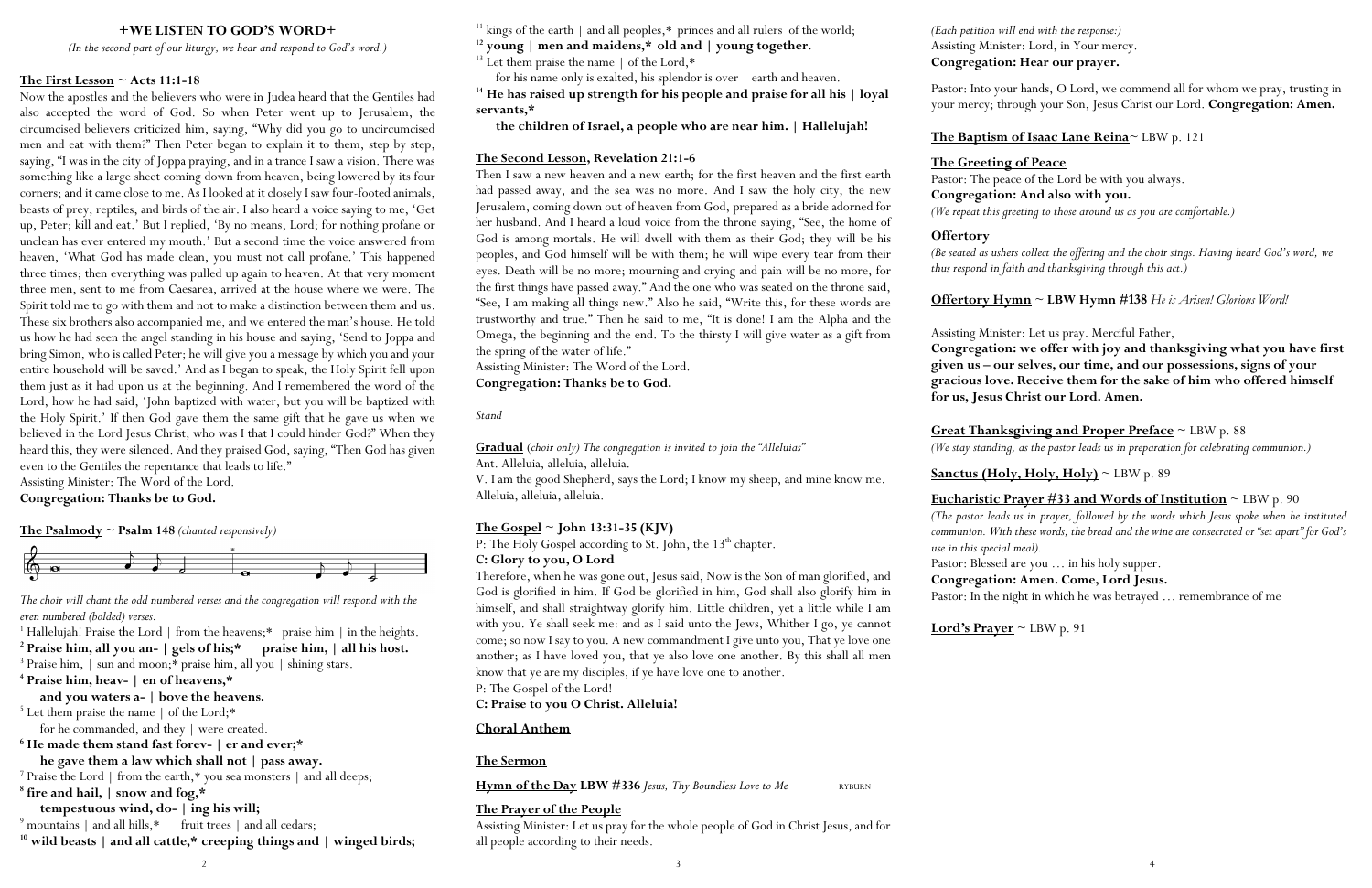## +WE LISTEN TO GOD'S WORD+

*(In the second part of our liturgy, we hear and respond to God's word.)*

**The First Lesson ~ Acts 11:1-18**

Now the apostles and the believers who were in Judea heard that the Gentiles had also accepted the word of God. So when Peter went up to Jerusalem, the circumcised believers criticized him, saying, "Why did you go to uncircumcised men and eat with them?" Then Peter began to explain it to them, step by step, saying, "I was in the city of Joppa praying, and in a trance I saw a vision. There was something like a large sheet coming down from heaven, being lowered by its four corners; and it came close to me. As I looked at it closely I saw four-footed animals, beasts of prey, reptiles, and birds of the air. I also heard a voice saying to me, 'Get up, Peter; kill and eat.' But I replied, 'By no means, Lord; for nothing profane or unclean has ever entered my mouth.' But a second time the voice answered from heaven, 'What God has made clean, you must not call profane.' This happened three times; then everything was pulled up again to heaven. At that very moment three men, sent to me from Caesarea, arrived at the house where we were. The Spirit told me to go with them and not to make a distinction between them and us. These six brothers also accompanied me, and we entered the man's house. He told us how he had seen the angel standing in his house and saying, 'Send to Joppa and bring Simon, who is called Peter; he will give you a message by which you and your entire household will be saved.' And as I began to speak, the Holy Spirit fell upon them just as it had upon us at the beginning. And I remembered the word of the Lord, how he had said, 'John baptized with water, but you will be baptized with the Holy Spirit.' If then God gave them the same gift that he gave us when we believed in the Lord Jesus Christ, who was I that I could hinder God?" When they heard this, they were silenced. And they praised God, saying, "Then God has given even to the Gentiles the repentance that leads to life."

Assisting Minister: The Word of the Lord.

**Congregation: Thanks be to God.**

**The Psalmody ~ Psalm 148** *(chanted responsively)*

*The choir will chant the odd numbered verses and the congregation will respond with the even numbered (bolded) verses.*

[1] Hallelujah! Praise the Lord | from the heavens;* praise him | in the heights.

**[2] Praise him, all you an- | gels of his;* praise him, | all his host.**

[3] Praise him, | sun and moon;* praise him, all you | shining stars.

**[4] Praise him, heav- | en of heavens,***

**and you waters a- | bove the heavens.**

[5] Let them praise the name | of the Lord;*

for he commanded, and they | were created.

**[6] He made them stand fast forev- | er and ever;***

**he gave them a law which shall not | pass away.**

[7] Praise the Lord | from the earth,* you sea monsters | and all deeps;

**[8] fire and hail, | snow and fog,***

**tempestuous wind, do- | ing his will;**

[9] mountains | and all hills,* fruit trees | and all cedars;

**[10] wild beasts | and all cattle,* creeping things and | winged birds;**

[11] kings of the earth | and all peoples,* princes and all rulers of the world;

**[12] young | men and maidens,* old and | young together.**

[13] Let them praise the name | of the Lord,*

for his name only is exalted, his splendor is over | earth and heaven.

**[14] He has raised up strength for his people and praise for all his | loyal servants,***

**the children of Israel, a people who are near him. | Hallelujah!**

**The Second Lesson, Revelation 21:1-6**

Then I saw a new heaven and a new earth; for the first heaven and the first earth had passed away, and the sea was no more. And I saw the holy city, the new Jerusalem, coming down out of heaven from God, prepared as a bride adorned for her husband. And I heard a loud voice from the throne saying, "See, the home of God is among mortals. He will dwell with them as their God; they will be his peoples, and God himself will be with them; he will wipe every tear from their eyes. Death will be no more; mourning and crying and pain will be no more, for the first things have passed away." And the one who was seated on the throne said, "See, I am making all things new." Also he said, "Write this, for these words are trustworthy and true." Then he said to me, "It is done! I am the Alpha and the Omega, the beginning and the end. To the thirsty I will give water as a gift from the spring of the water of life."

Assisting Minister: The Word of the Lord.

**Congregation: Thanks be to God.**

*Stand*

**Gradual** *(choir only) The congregation is invited to join the "Alleluias"*

Ant. Alleluia, alleluia, alleluia.

V. I am the good Shepherd, says the Lord; I know my sheep, and mine know me. Alleluia, alleluia, alleluia.

**The Gospel ~ John 13:31-35 (KJV)**

P: The Holy Gospel according to St. John, the 13th chapter.

**C: Glory to you, O Lord**

Therefore, when he was gone out, Jesus said, Now is the Son of man glorified, and God is glorified in him. If God be glorified in him, God shall also glorify him in himself, and shall straightway glorify him. Little children, yet a little while I am with you. Ye shall seek me: and as I said unto the Jews, Whither I go, ye cannot come; so now I say to you. A new commandment I give unto you, That ye love one another; as I have loved you, that ye also love one another. By this shall all men know that ye are my disciples, if ye have love one to another.

P: The Gospel of the Lord!

**C: Praise to you O Christ. Alleluia!**

**Choral Anthem**

**The Sermon**

**Hymn of the Day LBW #336** *Jesus, Thy Boundless Love to Me* RYBURN

**The Prayer of the People**

Assisting Minister: Let us pray for the whole people of God in Christ Jesus, and for all people according to their needs.

*(Each petition will end with the response:)*

Assisting Minister: Lord, in Your mercy.

**Congregation: Hear our prayer.**

Pastor: Into your hands, O Lord, we commend all for whom we pray, trusting in your mercy; through your Son, Jesus Christ our Lord. **Congregation: Amen.**

**The Baptism of Isaac Lane Reina** ~ LBW p. 121

**The Greeting of Peace**

Pastor: The peace of the Lord be with you always.

**Congregation: And also with you.**

*(We repeat this greeting to those around us as you are comfortable.)*

**Offertory**

*(Be seated as ushers collect the offering and the choir sings. Having heard God's word, we thus respond in faith and thanksgiving through this act.)*

**Offertory Hymn ~ LBW Hymn #138** *He is Arisen! Glorious Word!*

Assisting Minister: Let us pray. Merciful Father,

**Congregation: we offer with joy and thanksgiving what you have first given us – our selves, our time, and our possessions, signs of your gracious love. Receive them for the sake of him who offered himself for us, Jesus Christ our Lord. Amen.**

**Great Thanksgiving and Proper Preface** ~ LBW p. 88

*(We stay standing, as the pastor leads us in preparation for celebrating communion.)*

**Sanctus (Holy, Holy, Holy)** ~ LBW p. 89

**Eucharistic Prayer #33 and Words of Institution** ~ LBW p. 90

*(The pastor leads us in prayer, followed by the words which Jesus spoke when he instituted communion. With these words, the bread and the wine are consecrated or "set apart" for God's use in this special meal).*

Pastor: Blessed are you … in his holy supper.

**Congregation: Amen. Come, Lord Jesus.**

Pastor: In the night in which he was betrayed … remembrance of me

**Lord's Prayer** ~ LBW p. 91